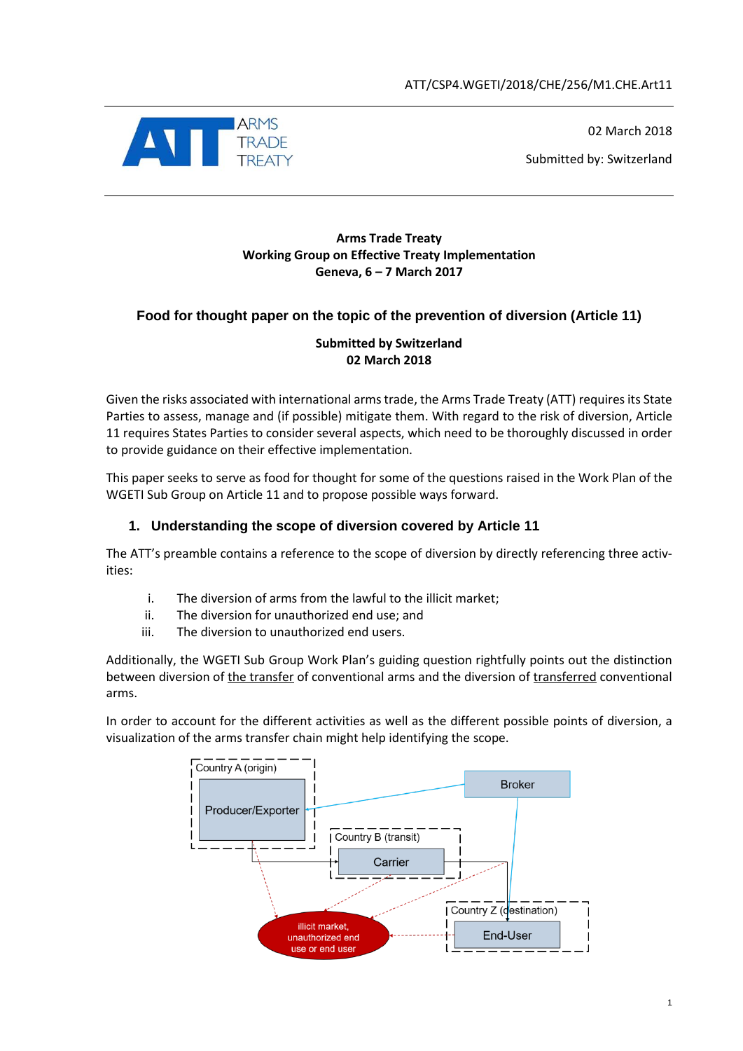ATT/CSP4.WGETI/2018/CHE/256/M1.CHE.Art11

02 March 2018

Submitted by: Switzerland

**Arms Trade Treaty**
**Working Group on Effective Treaty Implementation**
**Geneva, 6 – 7 March 2017**

## Food for thought paper on the topic of the prevention of diversion (Article 11)

**Submitted by Switzerland**
**02 March 2018**

Given the risks associated with international arms trade, the Arms Trade Treaty (ATT) requires its State Parties to assess, manage and (if possible) mitigate them. With regard to the risk of diversion, Article 11 requires States Parties to consider several aspects, which need to be thoroughly discussed in order to provide guidance on their effective implementation.

This paper seeks to serve as food for thought for some of the questions raised in the Work Plan of the WGETI Sub Group on Article 11 and to propose possible ways forward.

### 1. Understanding the scope of diversion covered by Article 11

The ATT's preamble contains a reference to the scope of diversion by directly referencing three activities:

i. The diversion of arms from the lawful to the illicit market;
ii. The diversion for unauthorized end use; and
iii. The diversion to unauthorized end users.

Additionally, the WGETI Sub Group Work Plan's guiding question rightfully points out the distinction between diversion of <u>the transfer</u> of conventional arms and the diversion of <u>transferred</u> conventional arms.

In order to account for the different activities as well as the different possible points of diversion, a visualization of the arms transfer chain might help identifying the scope.

Country A (origin) — Producer/Exporter

Broker

Country B (transit) — Carrier

Country Z (destination) — End-User

illicit market, unauthorized end use or end user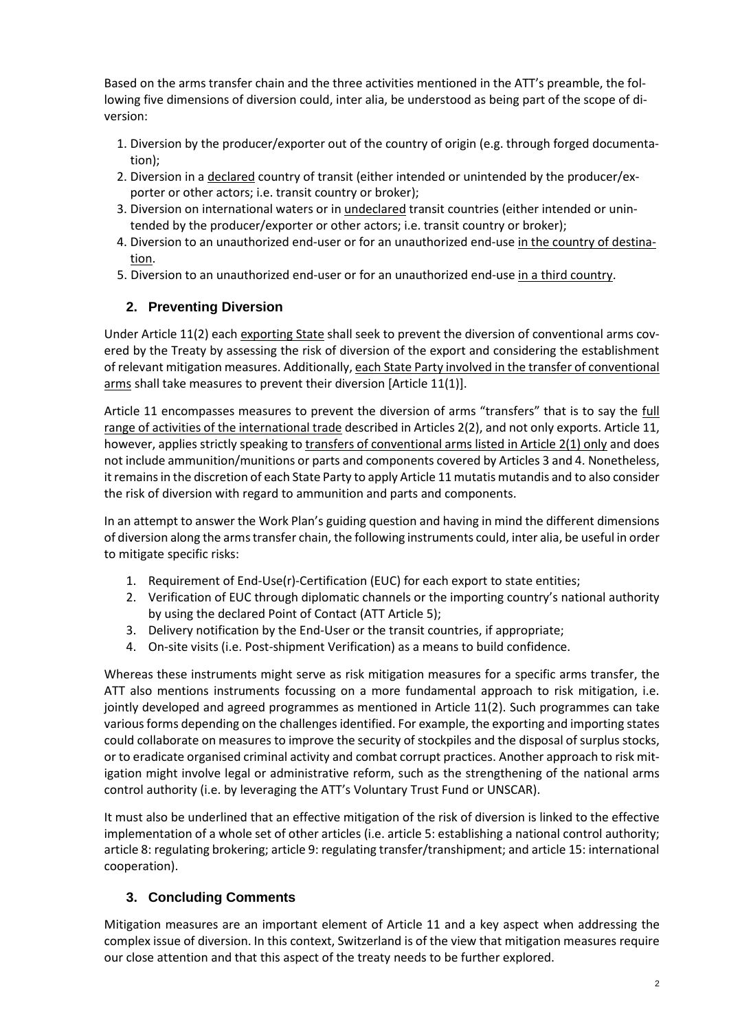Based on the arms transfer chain and the three activities mentioned in the ATT's preamble, the following five dimensions of diversion could, inter alia, be understood as being part of the scope of diversion:

1. Diversion by the producer/exporter out of the country of origin (e.g. through forged documentation);
2. Diversion in a <u>declared</u> country of transit (either intended or unintended by the producer/exporter or other actors; i.e. transit country or broker);
3. Diversion on international waters or in <u>undeclared</u> transit countries (either intended or unintended by the producer/exporter or other actors; i.e. transit country or broker);
4. Diversion to an unauthorized end-user or for an unauthorized end-use <u>in the country of destination</u>.
5. Diversion to an unauthorized end-user or for an unauthorized end-use <u>in a third country</u>.

## 2. Preventing Diversion

Under Article 11(2) each <u>exporting State</u> shall seek to prevent the diversion of conventional arms covered by the Treaty by assessing the risk of diversion of the export and considering the establishment of relevant mitigation measures. Additionally, <u>each State Party involved in the transfer of conventional arms</u> shall take measures to prevent their diversion [Article 11(1)].

Article 11 encompasses measures to prevent the diversion of arms "transfers" that is to say the <u>full range of activities of the international trade</u> described in Articles 2(2), and not only exports. Article 11, however, applies strictly speaking to <u>transfers of conventional arms listed in Article 2(1) only</u> and does not include ammunition/munitions or parts and components covered by Articles 3 and 4. Nonetheless, it remains in the discretion of each State Party to apply Article 11 mutatis mutandis and to also consider the risk of diversion with regard to ammunition and parts and components.

In an attempt to answer the Work Plan's guiding question and having in mind the different dimensions of diversion along the arms transfer chain, the following instruments could, inter alia, be useful in order to mitigate specific risks:

1. Requirement of End-Use(r)-Certification (EUC) for each export to state entities;
2. Verification of EUC through diplomatic channels or the importing country's national authority by using the declared Point of Contact (ATT Article 5);
3. Delivery notification by the End-User or the transit countries, if appropriate;
4. On-site visits (i.e. Post-shipment Verification) as a means to build confidence.

Whereas these instruments might serve as risk mitigation measures for a specific arms transfer, the ATT also mentions instruments focussing on a more fundamental approach to risk mitigation, i.e. jointly developed and agreed programmes as mentioned in Article 11(2). Such programmes can take various forms depending on the challenges identified. For example, the exporting and importing states could collaborate on measures to improve the security of stockpiles and the disposal of surplus stocks, or to eradicate organised criminal activity and combat corrupt practices. Another approach to risk mitigation might involve legal or administrative reform, such as the strengthening of the national arms control authority (i.e. by leveraging the ATT's Voluntary Trust Fund or UNSCAR).

It must also be underlined that an effective mitigation of the risk of diversion is linked to the effective implementation of a whole set of other articles (i.e. article 5: establishing a national control authority; article 8: regulating brokering; article 9: regulating transfer/transhipment; and article 15: international cooperation).

## 3. Concluding Comments

Mitigation measures are an important element of Article 11 and a key aspect when addressing the complex issue of diversion. In this context, Switzerland is of the view that mitigation measures require our close attention and that this aspect of the treaty needs to be further explored.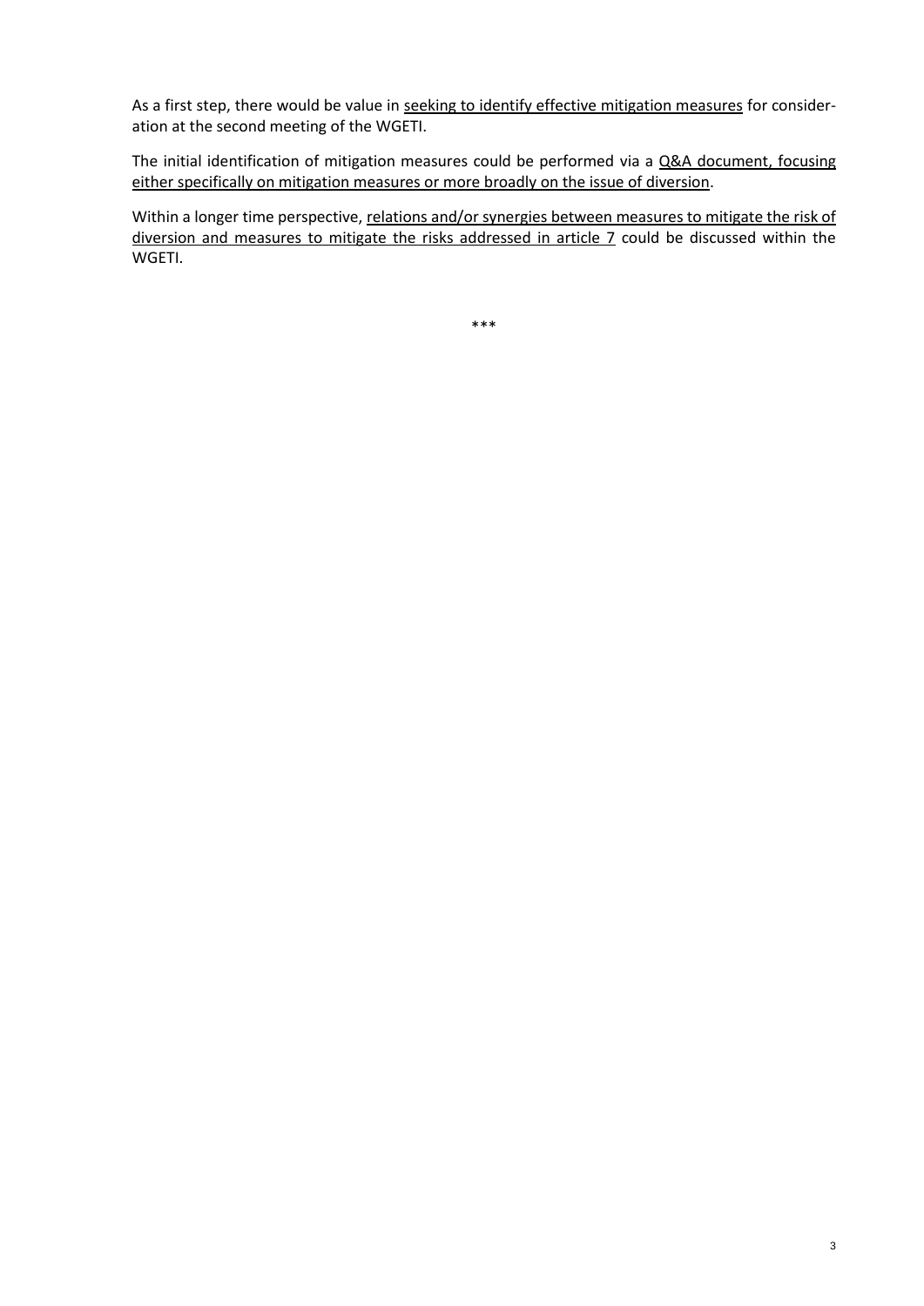As a first step, there would be value in <u>seeking to identify effective mitigation measures</u> for consideration at the second meeting of the WGETI.

The initial identification of mitigation measures could be performed via a <u>Q&A document, focusing either specifically on mitigation measures or more broadly on the issue of diversion</u>.

Within a longer time perspective, <u>relations and/or synergies between measures to mitigate the risk of diversion and measures to mitigate the risks addressed in article 7</u> could be discussed within the WGETI.

***